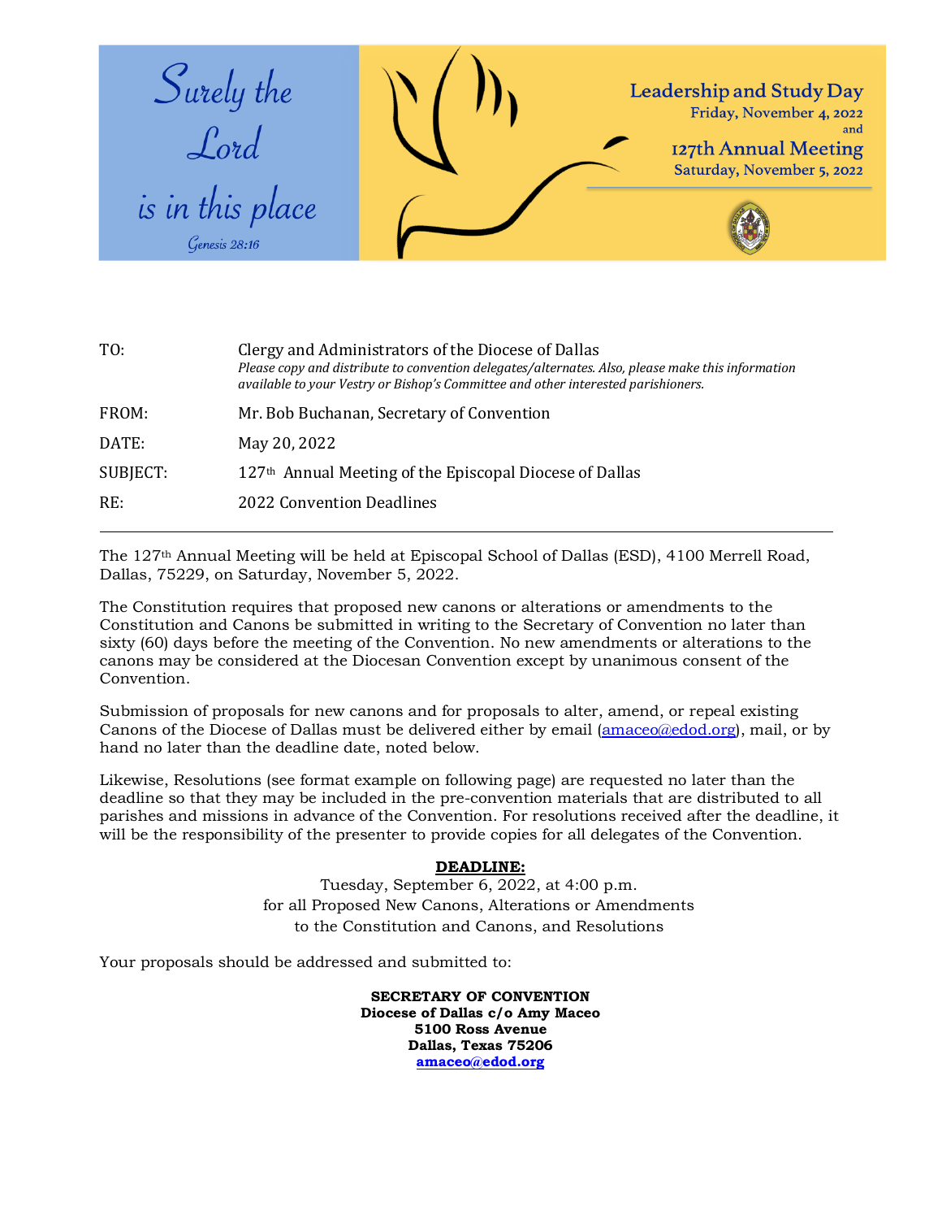*Surely the Lord is in this place*
*Genesis 28:16*

**Leadership and Study Day**
Friday, November 4, 2022
and
**127th Annual Meeting**
Saturday, November 5, 2022

| | |
|---|---|
| TO: | Clergy and Administrators of the Diocese of Dallas<br>*Please copy and distribute to convention delegates/alternates. Also, please make this information available to your Vestry or Bishop's Committee and other interested parishioners.* |
| FROM: | Mr. Bob Buchanan, Secretary of Convention |
| DATE: | May 20, 2022 |
| SUBJECT: | 127th Annual Meeting of the Episcopal Diocese of Dallas |
| RE: | 2022 Convention Deadlines |

---

The 127th Annual Meeting will be held at Episcopal School of Dallas (ESD), 4100 Merrell Road, Dallas, 75229, on Saturday, November 5, 2022.

The Constitution requires that proposed new canons or alterations or amendments to the Constitution and Canons be submitted in writing to the Secretary of Convention no later than sixty (60) days before the meeting of the Convention. No new amendments or alterations to the canons may be considered at the Diocesan Convention except by unanimous consent of the Convention.

Submission of proposals for new canons and for proposals to alter, amend, or repeal existing Canons of the Diocese of Dallas must be delivered either by email (amaceo@edod.org), mail, or by hand no later than the deadline date, noted below.

Likewise, Resolutions (see format example on following page) are requested no later than the deadline so that they may be included in the pre-convention materials that are distributed to all parishes and missions in advance of the Convention. For resolutions received after the deadline, it will be the responsibility of the presenter to provide copies for all delegates of the Convention.

**DEADLINE:**
Tuesday, September 6, 2022, at 4:00 p.m.
for all Proposed New Canons, Alterations or Amendments
to the Constitution and Canons, and Resolutions

Your proposals should be addressed and submitted to:

**SECRETARY OF CONVENTION**
**Diocese of Dallas c/o Amy Maceo**
**5100 Ross Avenue**
**Dallas, Texas 75206**
**amaceo@edod.org**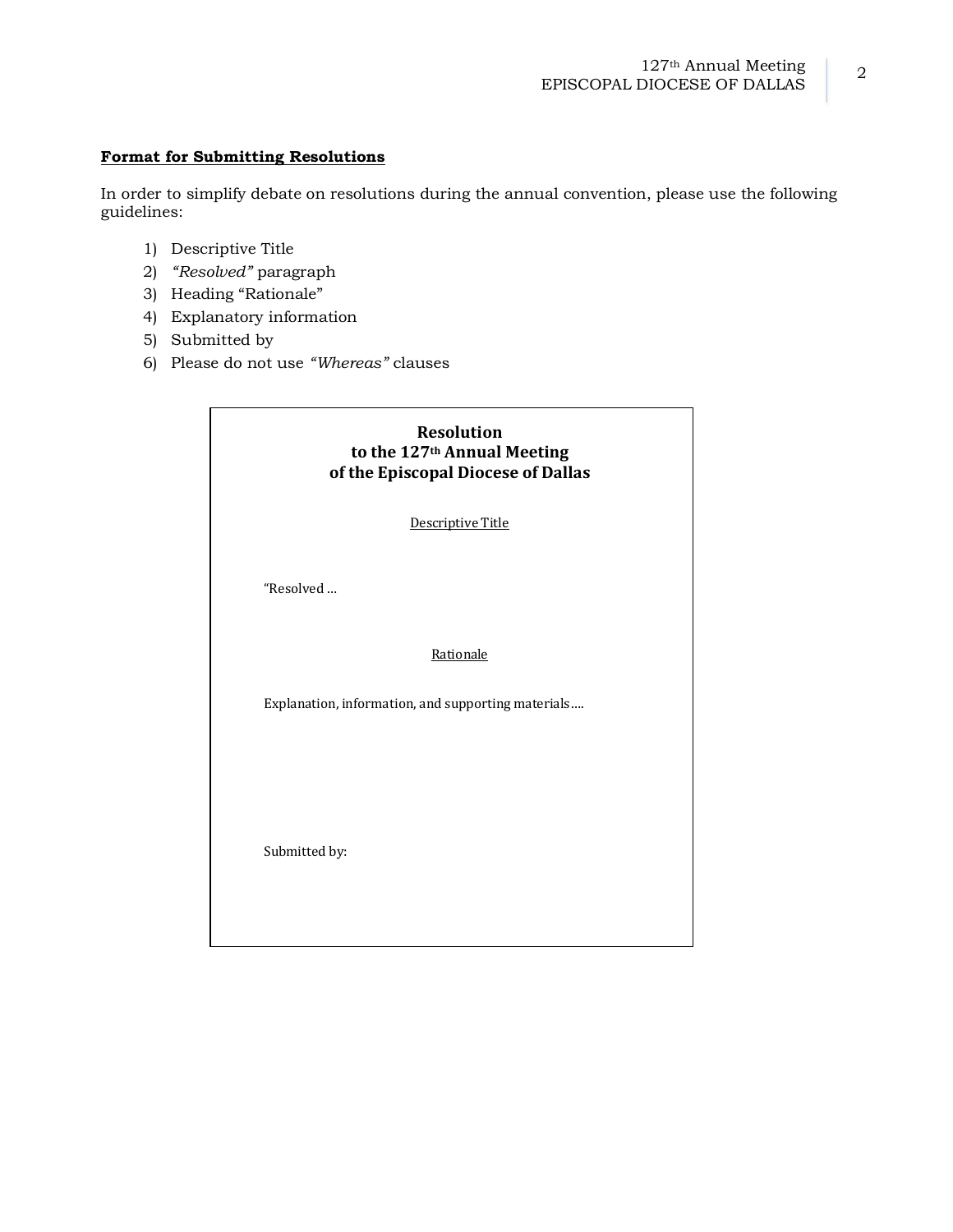**Format for Submitting Resolutions**

In order to simplify debate on resolutions during the annual convention, please use the following guidelines:

1) Descriptive Title
2) *"Resolved"* paragraph
3) Heading "Rationale"
4) Explanatory information
5) Submitted by
6) Please do not use *"Whereas"* clauses

**Resolution**
**to the 127th Annual Meeting**
**of the Episcopal Diocese of Dallas**

Descriptive Title

"Resolved …

Rationale

Explanation, information, and supporting materials….

Submitted by: